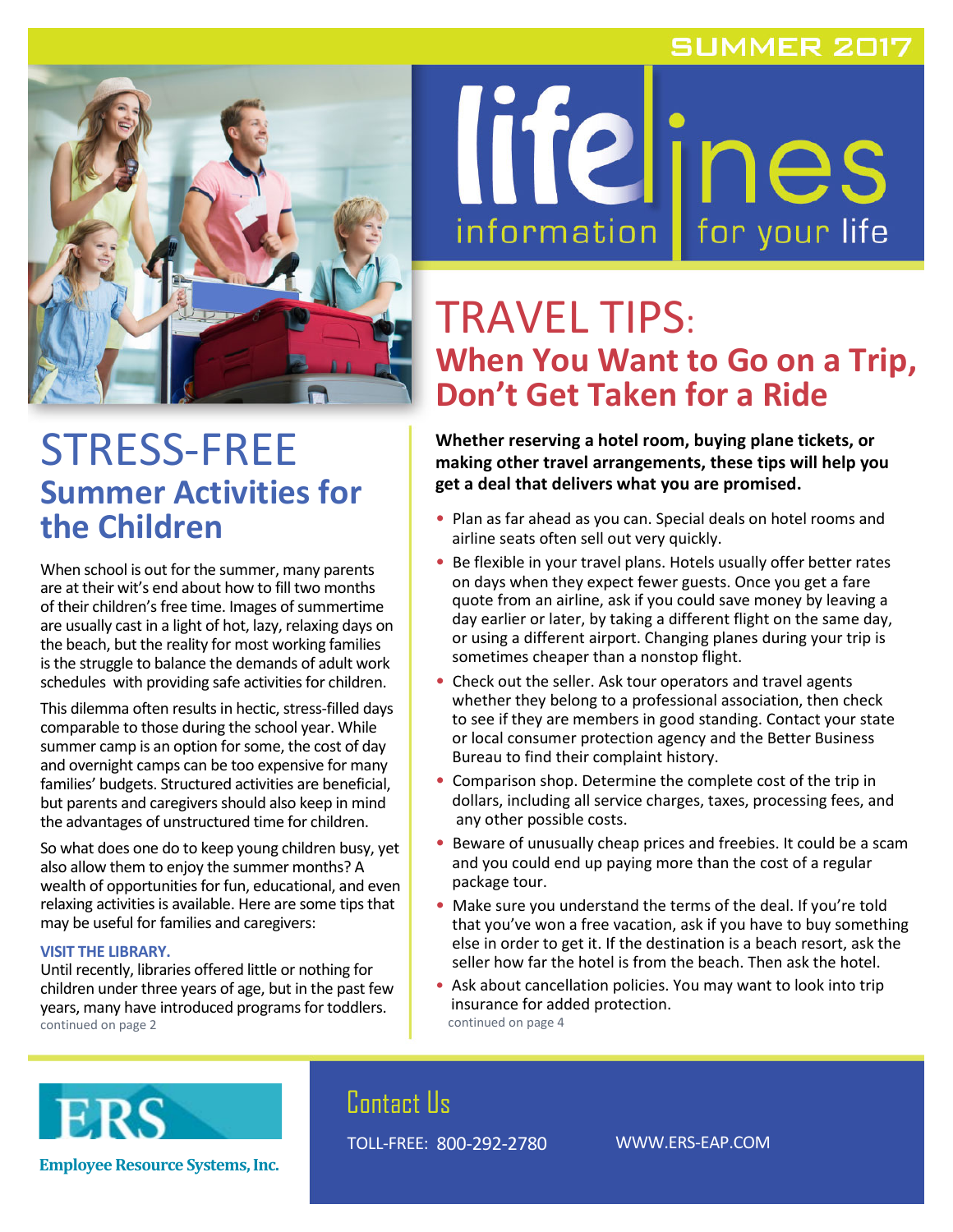SUMMER 2017

# lifelines

information for your life

# STRESS-FREE

## Summer Activities for the Children

When school is out for the summer, many parents are at their wit's end about how to fill two months of their children's free time. Images of summertime are usually cast in a light of hot, lazy, relaxing days on the beach, but the reality for most working families is the struggle to balance the demands of adult work schedules with providing safe activities for children.

This dilemma often results in hectic, stress-filled days comparable to those during the school year. While summer camp is an option for some, the cost of day and overnight camps can be too expensive for many families' budgets. Structured activities are beneficial, but parents and caregivers should also keep in mind the advantages of unstructured time for children.

So what does one do to keep young children busy, yet also allow them to enjoy the summer months? A wealth of opportunities for fun, educational, and even relaxing activities is available. Here are some tips that may be useful for families and caregivers:

**VISIT THE LIBRARY.**

Until recently, libraries offered little or nothing for children under three years of age, but in the past few years, many have introduced programs for toddlers.

continued on page 2

# TRAVEL TIPS:

## When You Want to Go on a Trip, Don't Get Taken for a Ride

**Whether reserving a hotel room, buying plane tickets, or making other travel arrangements, these tips will help you get a deal that delivers what you are promised.**

- Plan as far ahead as you can. Special deals on hotel rooms and airline seats often sell out very quickly.
- Be flexible in your travel plans. Hotels usually offer better rates on days when they expect fewer guests. Once you get a fare quote from an airline, ask if you could save money by leaving a day earlier or later, by taking a different flight on the same day, or using a different airport. Changing planes during your trip is sometimes cheaper than a nonstop flight.
- Check out the seller. Ask tour operators and travel agents whether they belong to a professional association, then check to see if they are members in good standing. Contact your state or local consumer protection agency and the Better Business Bureau to find their complaint history.
- Comparison shop. Determine the complete cost of the trip in dollars, including all service charges, taxes, processing fees, and any other possible costs.
- Beware of unusually cheap prices and freebies. It could be a scam and you could end up paying more than the cost of a regular package tour.
- Make sure you understand the terms of the deal. If you're told that you've won a free vacation, ask if you have to buy something else in order to get it. If the destination is a beach resort, ask the seller how far the hotel is from the beach. Then ask the hotel.
- Ask about cancellation policies. You may want to look into trip insurance for added protection.

continued on page 4

ERS

Employee Resource Systems, Inc.

## Contact Us

TOLL-FREE: 800-292-2780

WWW.ERS-EAP.COM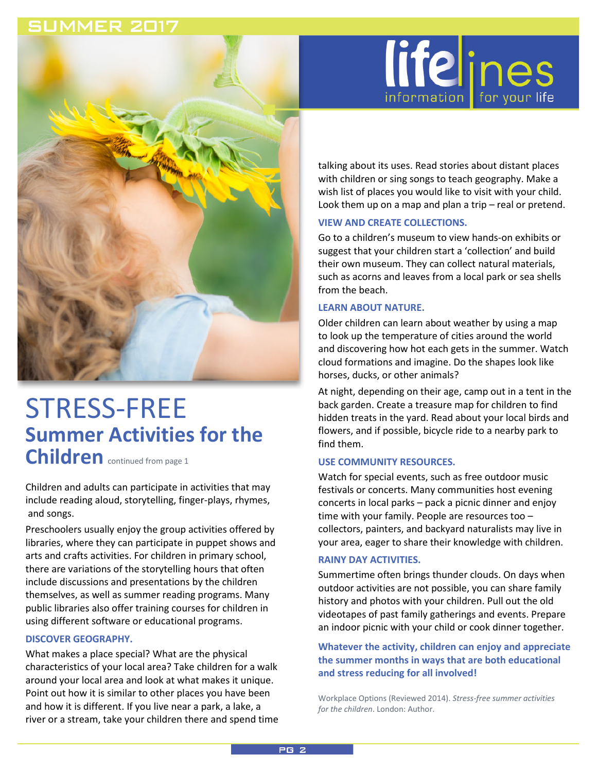# STRESS-FREE

## Summer Activities for the Children

continued from page 1

Children and adults can participate in activities that may include reading aloud, storytelling, finger-plays, rhymes, and songs.

Preschoolers usually enjoy the group activities offered by libraries, where they can participate in puppet shows and arts and crafts activities. For children in primary school, there are variations of the storytelling hours that often include discussions and presentations by the children themselves, as well as summer reading programs. Many public libraries also offer training courses for children in using different software or educational programs.

### DISCOVER GEOGRAPHY.

What makes a place special? What are the physical characteristics of your local area? Take children for a walk around your local area and look at what makes it unique. Point out how it is similar to other places you have been and how it is different. If you live near a park, a lake, a river or a stream, take your children there and spend time talking about its uses. Read stories about distant places with children or sing songs to teach geography. Make a wish list of places you would like to visit with your child. Look them up on a map and plan a trip – real or pretend.

### VIEW AND CREATE COLLECTIONS.

Go to a children's museum to view hands-on exhibits or suggest that your children start a 'collection' and build their own museum. They can collect natural materials, such as acorns and leaves from a local park or sea shells from the beach.

### LEARN ABOUT NATURE.

Older children can learn about weather by using a map to look up the temperature of cities around the world and discovering how hot each gets in the summer. Watch cloud formations and imagine. Do the shapes look like horses, ducks, or other animals?

At night, depending on their age, camp out in a tent in the back garden. Create a treasure map for children to find hidden treats in the yard. Read about your local birds and flowers, and if possible, bicycle ride to a nearby park to find them.

### USE COMMUNITY RESOURCES.

Watch for special events, such as free outdoor music festivals or concerts. Many communities host evening concerts in local parks – pack a picnic dinner and enjoy time with your family. People are resources too – collectors, painters, and backyard naturalists may live in your area, eager to share their knowledge with children.

### RAINY DAY ACTIVITIES.

Summertime often brings thunder clouds. On days when outdoor activities are not possible, you can share family history and photos with your children. Pull out the old videotapes of past family gatherings and events. Prepare an indoor picnic with your child or cook dinner together.

**Whatever the activity, children can enjoy and appreciate the summer months in ways that are both educational and stress reducing for all involved!**

Workplace Options (Reviewed 2014). *Stress-free summer activities for the children*. London: Author.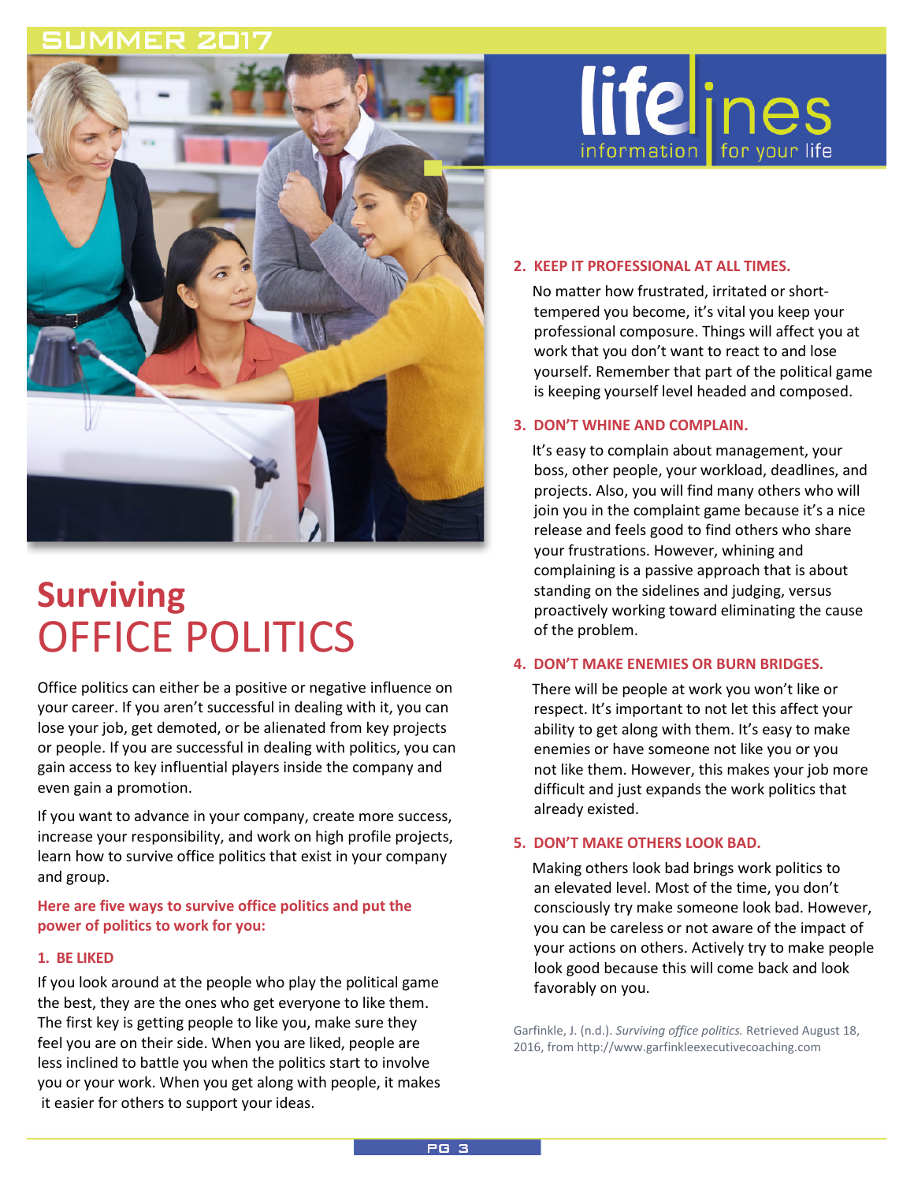# Surviving OFFICE POLITICS

Office politics can either be a positive or negative influence on your career. If you aren't successful in dealing with it, you can lose your job, get demoted, or be alienated from key projects or people. If you are successful in dealing with politics, you can gain access to key influential players inside the company and even gain a promotion.

If you want to advance in your company, create more success, increase your responsibility, and work on high profile projects, learn how to survive office politics that exist in your company and group.

**Here are five ways to survive office politics and put the power of politics to work for you:**

### 1. BE LIKED

If you look around at the people who play the political game the best, they are the ones who get everyone to like them. The first key is getting people to like you, make sure they feel you are on their side. When you are liked, people are less inclined to battle you when the politics start to involve you or your work. When you get along with people, it makes it easier for others to support your ideas.

### 2. KEEP IT PROFESSIONAL AT ALL TIMES.

No matter how frustrated, irritated or short-tempered you become, it's vital you keep your professional composure. Things will affect you at work that you don't want to react to and lose yourself. Remember that part of the political game is keeping yourself level headed and composed.

### 3. DON'T WHINE AND COMPLAIN.

It's easy to complain about management, your boss, other people, your workload, deadlines, and projects. Also, you will find many others who will join you in the complaint game because it's a nice release and feels good to find others who share your frustrations. However, whining and complaining is a passive approach that is about standing on the sidelines and judging, versus proactively working toward eliminating the cause of the problem.

### 4. DON'T MAKE ENEMIES OR BURN BRIDGES.

There will be people at work you won't like or respect. It's important to not let this affect your ability to get along with them. It's easy to make enemies or have someone not like you or you not like them. However, this makes your job more difficult and just expands the work politics that already existed.

### 5. DON'T MAKE OTHERS LOOK BAD.

Making others look bad brings work politics to an elevated level. Most of the time, you don't consciously try make someone look bad. However, you can be careless or not aware of the impact of your actions on others. Actively try to make people look good because this will come back and look favorably on you.

Garfinkle, J. (n.d.). *Surviving office politics.* Retrieved August 18, 2016, from http://www.garfinkleexecutivecoaching.com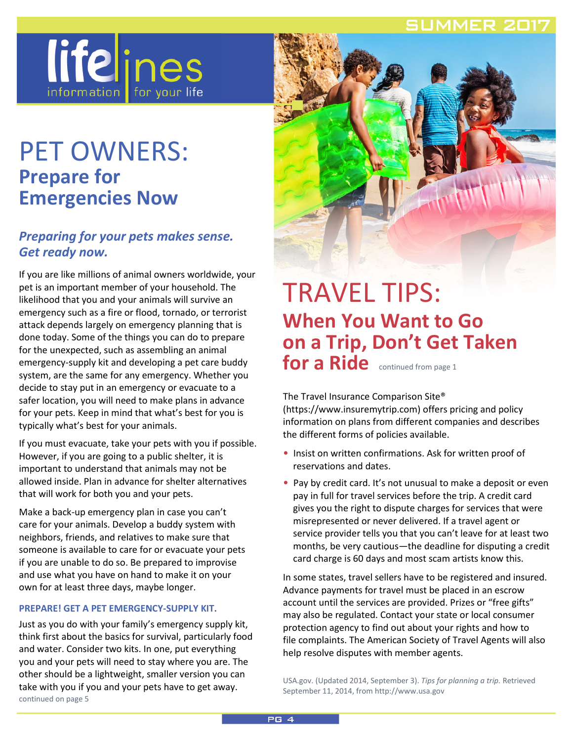# PET OWNERS: Prepare for Emergencies Now

***Preparing for your pets makes sense. Get ready now.***

If you are like millions of animal owners worldwide, your pet is an important member of your household. The likelihood that you and your animals will survive an emergency such as a fire or flood, tornado, or terrorist attack depends largely on emergency planning that is done today. Some of the things you can do to prepare for the unexpected, such as assembling an animal emergency-supply kit and developing a pet care buddy system, are the same for any emergency. Whether you decide to stay put in an emergency or evacuate to a safer location, you will need to make plans in advance for your pets. Keep in mind that what's best for you is typically what's best for your animals.

If you must evacuate, take your pets with you if possible. However, if you are going to a public shelter, it is important to understand that animals may not be allowed inside. Plan in advance for shelter alternatives that will work for both you and your pets.

Make a back-up emergency plan in case you can't care for your animals. Develop a buddy system with neighbors, friends, and relatives to make sure that someone is available to care for or evacuate your pets if you are unable to do so. Be prepared to improvise and use what you have on hand to make it on your own for at least three days, maybe longer.

### PREPARE! GET A PET EMERGENCY-SUPPLY KIT.

Just as you do with your family's emergency supply kit, think first about the basics for survival, particularly food and water. Consider two kits. In one, put everything you and your pets will need to stay where you are. The other should be a lightweight, smaller version you can take with you if you and your pets have to get away.

continued on page 5

# TRAVEL TIPS: When You Want to Go on a Trip, Don't Get Taken for a Ride

continued from page 1

The Travel Insurance Comparison Site® (https://www.insuremytrip.com) offers pricing and policy information on plans from different companies and describes the different forms of policies available.

- Insist on written confirmations. Ask for written proof of reservations and dates.
- Pay by credit card. It's not unusual to make a deposit or even pay in full for travel services before the trip. A credit card gives you the right to dispute charges for services that were misrepresented or never delivered. If a travel agent or service provider tells you that you can't leave for at least two months, be very cautious—the deadline for disputing a credit card charge is 60 days and most scam artists know this.

In some states, travel sellers have to be registered and insured. Advance payments for travel must be placed in an escrow account until the services are provided. Prizes or "free gifts" may also be regulated. Contact your state or local consumer protection agency to find out about your rights and how to file complaints. The American Society of Travel Agents will also help resolve disputes with member agents.

USA.gov. (Updated 2014, September 3). *Tips for planning a trip.* Retrieved September 11, 2014, from http://www.usa.gov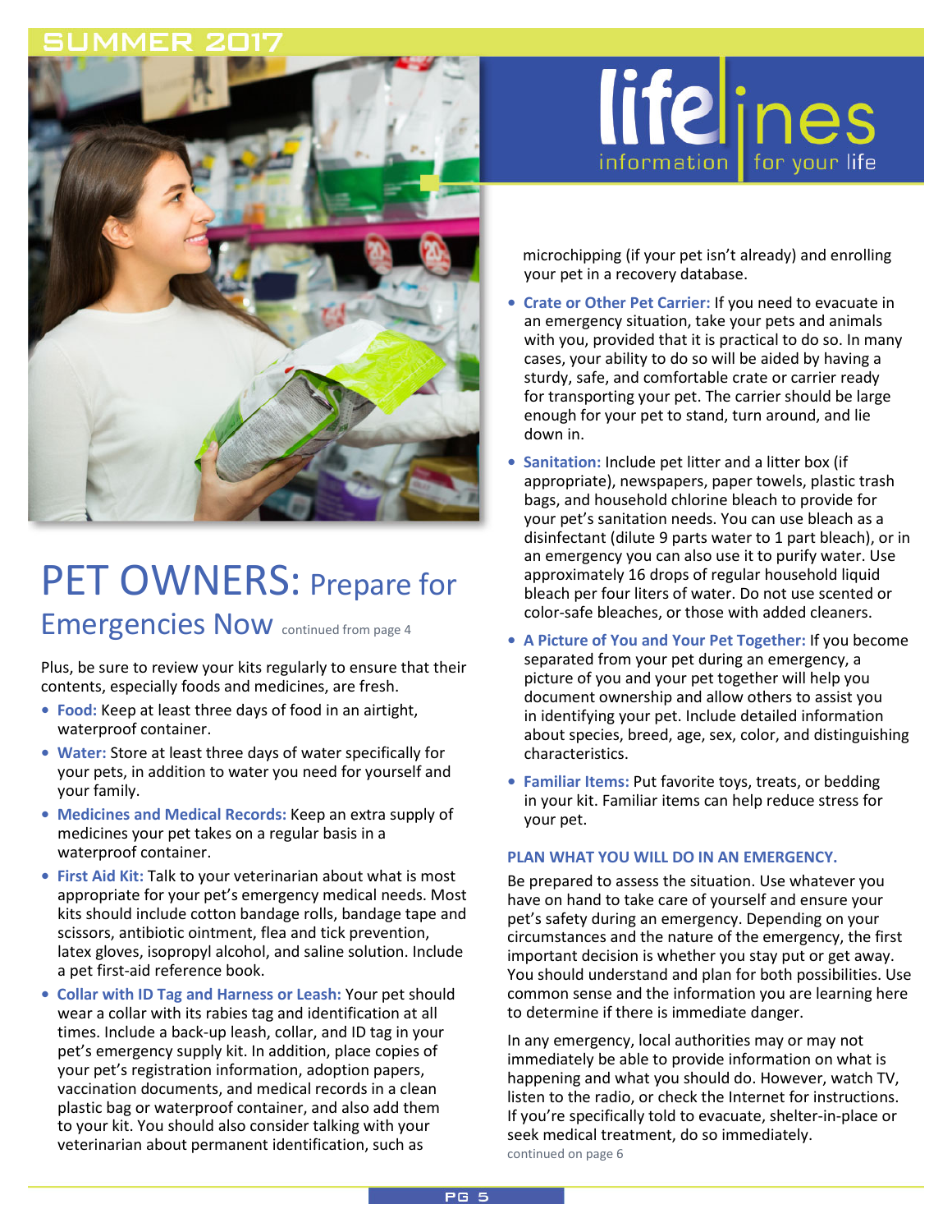# PET OWNERS: Prepare for Emergencies Now

continued from page 4

Plus, be sure to review your kits regularly to ensure that their contents, especially foods and medicines, are fresh.

- **Food:** Keep at least three days of food in an airtight, waterproof container.
- **Water:** Store at least three days of water specifically for your pets, in addition to water you need for yourself and your family.
- **Medicines and Medical Records:** Keep an extra supply of medicines your pet takes on a regular basis in a waterproof container.
- **First Aid Kit:** Talk to your veterinarian about what is most appropriate for your pet's emergency medical needs. Most kits should include cotton bandage rolls, bandage tape and scissors, antibiotic ointment, flea and tick prevention, latex gloves, isopropyl alcohol, and saline solution. Include a pet first-aid reference book.
- **Collar with ID Tag and Harness or Leash:** Your pet should wear a collar with its rabies tag and identification at all times. Include a back-up leash, collar, and ID tag in your pet's emergency supply kit. In addition, place copies of your pet's registration information, adoption papers, vaccination documents, and medical records in a clean plastic bag or waterproof container, and also add them to your kit. You should also consider talking with your veterinarian about permanent identification, such as microchipping (if your pet isn't already) and enrolling your pet in a recovery database.
- **Crate or Other Pet Carrier:** If you need to evacuate in an emergency situation, take your pets and animals with you, provided that it is practical to do so. In many cases, your ability to do so will be aided by having a sturdy, safe, and comfortable crate or carrier ready for transporting your pet. The carrier should be large enough for your pet to stand, turn around, and lie down in.
- **Sanitation:** Include pet litter and a litter box (if appropriate), newspapers, paper towels, plastic trash bags, and household chlorine bleach to provide for your pet's sanitation needs. You can use bleach as a disinfectant (dilute 9 parts water to 1 part bleach), or in an emergency you can also use it to purify water. Use approximately 16 drops of regular household liquid bleach per four liters of water. Do not use scented or color-safe bleaches, or those with added cleaners.
- **A Picture of You and Your Pet Together:** If you become separated from your pet during an emergency, a picture of you and your pet together will help you document ownership and allow others to assist you in identifying your pet. Include detailed information about species, breed, age, sex, color, and distinguishing characteristics.
- **Familiar Items:** Put favorite toys, treats, or bedding in your kit. Familiar items can help reduce stress for your pet.

### PLAN WHAT YOU WILL DO IN AN EMERGENCY.

Be prepared to assess the situation. Use whatever you have on hand to take care of yourself and ensure your pet's safety during an emergency. Depending on your circumstances and the nature of the emergency, the first important decision is whether you stay put or get away. You should understand and plan for both possibilities. Use common sense and the information you are learning here to determine if there is immediate danger.

In any emergency, local authorities may or may not immediately be able to provide information on what is happening and what you should do. However, watch TV, listen to the radio, or check the Internet for instructions. If you're specifically told to evacuate, shelter-in-place or seek medical treatment, do so immediately.

continued on page 6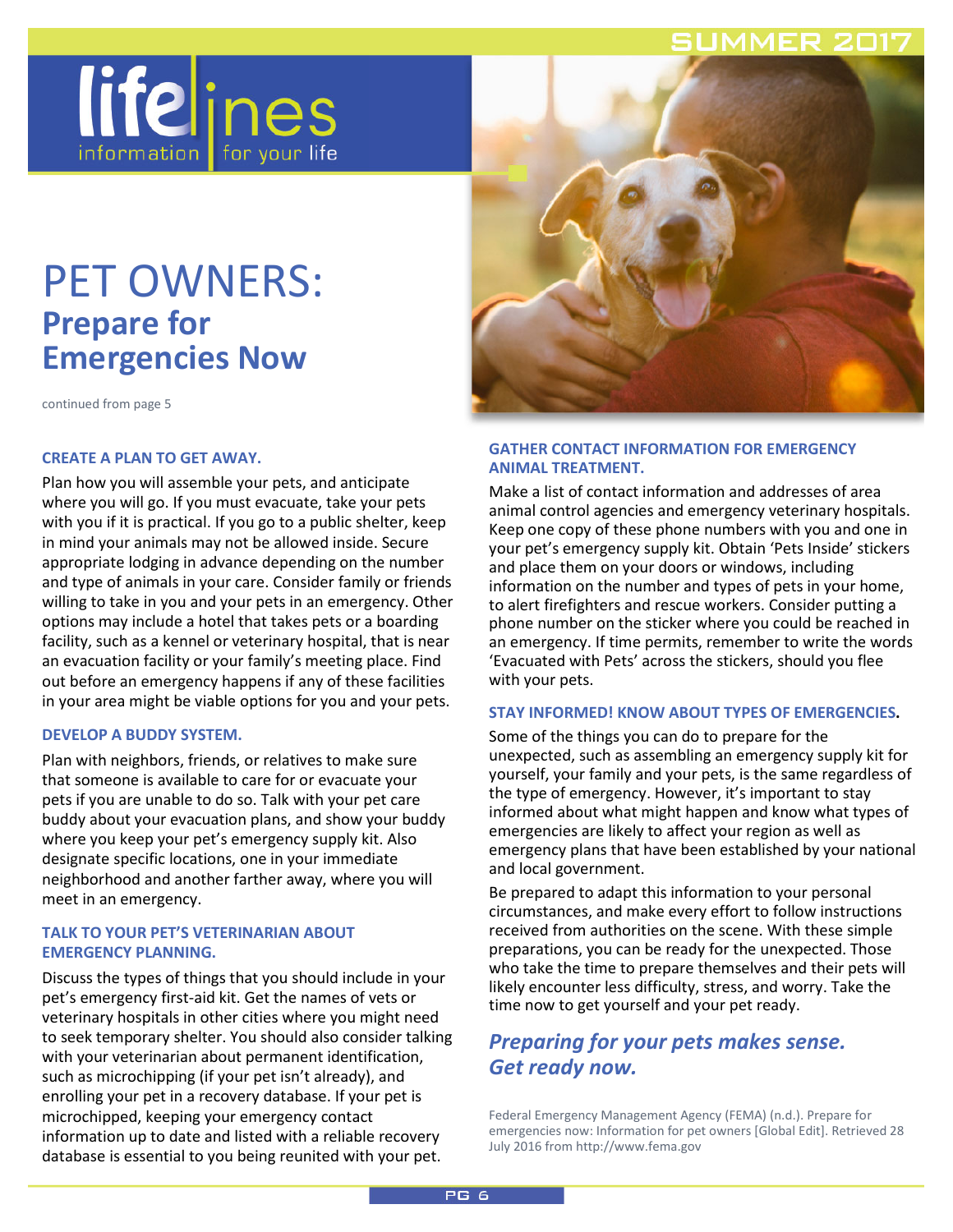# PET OWNERS:
## Prepare for Emergencies Now

continued from page 5

### CREATE A PLAN TO GET AWAY.

Plan how you will assemble your pets, and anticipate where you will go. If you must evacuate, take your pets with you if it is practical. If you go to a public shelter, keep in mind your animals may not be allowed inside. Secure appropriate lodging in advance depending on the number and type of animals in your care. Consider family or friends willing to take in you and your pets in an emergency. Other options may include a hotel that takes pets or a boarding facility, such as a kennel or veterinary hospital, that is near an evacuation facility or your family's meeting place. Find out before an emergency happens if any of these facilities in your area might be viable options for you and your pets.

### DEVELOP A BUDDY SYSTEM.

Plan with neighbors, friends, or relatives to make sure that someone is available to care for or evacuate your pets if you are unable to do so. Talk with your pet care buddy about your evacuation plans, and show your buddy where you keep your pet's emergency supply kit. Also designate specific locations, one in your immediate neighborhood and another farther away, where you will meet in an emergency.

### TALK TO YOUR PET'S VETERINARIAN ABOUT EMERGENCY PLANNING.

Discuss the types of things that you should include in your pet's emergency first-aid kit. Get the names of vets or veterinary hospitals in other cities where you might need to seek temporary shelter. You should also consider talking with your veterinarian about permanent identification, such as microchipping (if your pet isn't already), and enrolling your pet in a recovery database. If your pet is microchipped, keeping your emergency contact information up to date and listed with a reliable recovery database is essential to you being reunited with your pet.

### GATHER CONTACT INFORMATION FOR EMERGENCY ANIMAL TREATMENT.

Make a list of contact information and addresses of area animal control agencies and emergency veterinary hospitals. Keep one copy of these phone numbers with you and one in your pet's emergency supply kit. Obtain 'Pets Inside' stickers and place them on your doors or windows, including information on the number and types of pets in your home, to alert firefighters and rescue workers. Consider putting a phone number on the sticker where you could be reached in an emergency. If time permits, remember to write the words 'Evacuated with Pets' across the stickers, should you flee with your pets.

### STAY INFORMED! KNOW ABOUT TYPES OF EMERGENCIES.

Some of the things you can do to prepare for the unexpected, such as assembling an emergency supply kit for yourself, your family and your pets, is the same regardless of the type of emergency. However, it's important to stay informed about what might happen and know what types of emergencies are likely to affect your region as well as emergency plans that have been established by your national and local government.

Be prepared to adapt this information to your personal circumstances, and make every effort to follow instructions received from authorities on the scene. With these simple preparations, you can be ready for the unexpected. Those who take the time to prepare themselves and their pets will likely encounter less difficulty, stress, and worry. Take the time now to get yourself and your pet ready.

***Preparing for your pets makes sense. Get ready now.***

Federal Emergency Management Agency (FEMA) (n.d.). Prepare for emergencies now: Information for pet owners [Global Edit]. Retrieved 28 July 2016 from http://www.fema.gov